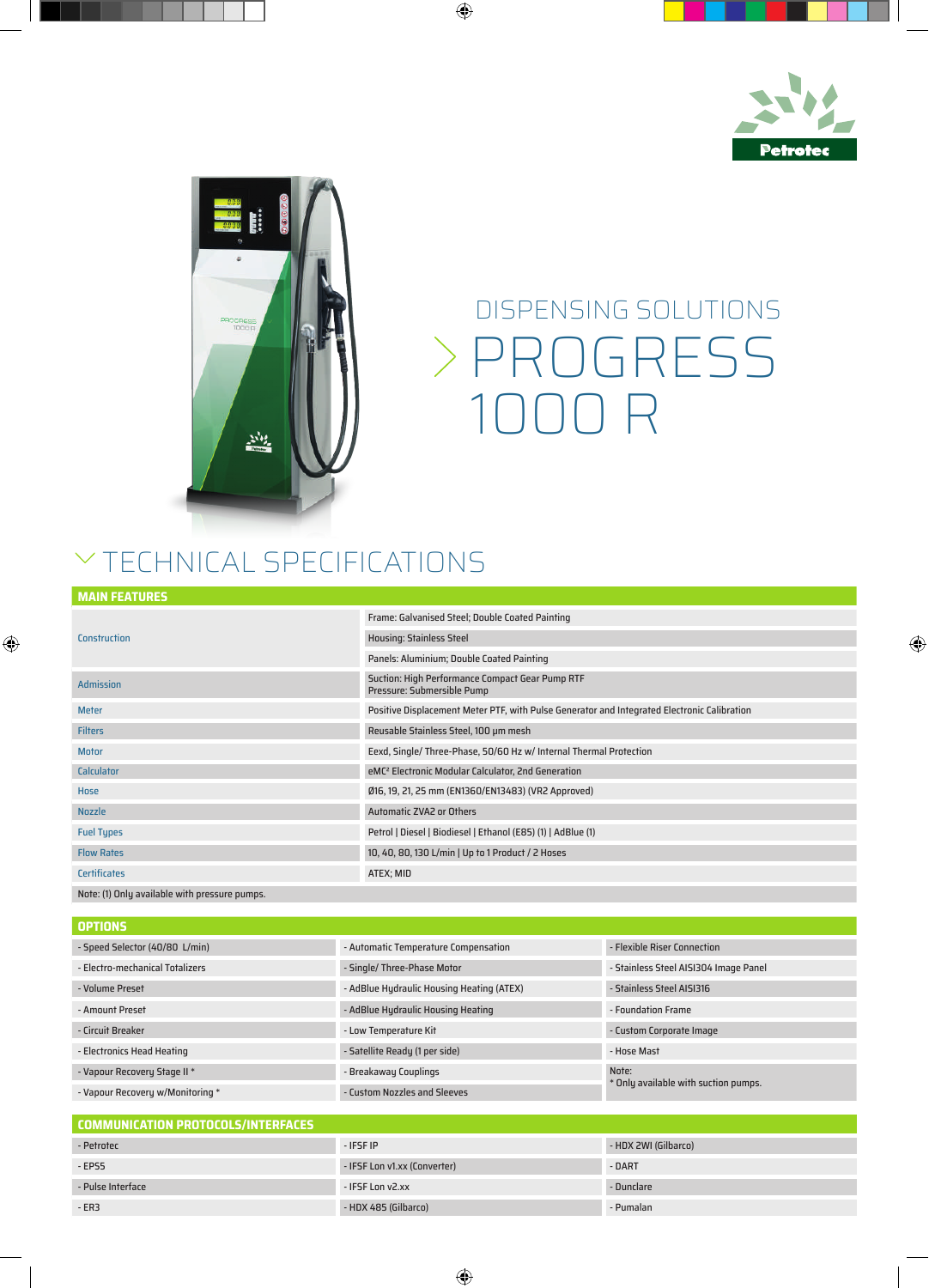Petrotec

# DISPENSING SOLUTIONS

# PROGRESS 1000 R

## TECHNICAL SPECIFICATIONS

| MAIN FEATURES | |
|---|---|
| Construction | Frame: Galvanised Steel; Double Coated Painting |
| | Housing: Stainless Steel |
| | Panels: Aluminium; Double Coated Painting |
| Admission | Suction: High Performance Compact Gear Pump RTF<br>Pressure: Submersible Pump |
| Meter | Positive Displacement Meter PTF, with Pulse Generator and Integrated Electronic Calibration |
| Filters | Reusable Stainless Steel, 100 µm mesh |
| Motor | Eexd, Single/ Three-Phase, 50/60 Hz w/ Internal Thermal Protection |
| Calculator | eMC² Electronic Modular Calculator, 2nd Generation |
| Hose | Ø16, 19, 21, 25 mm (EN1360/EN13483) (VR2 Approved) |
| Nozzle | Automatic ZVA2 or Others |
| Fuel Types | Petrol \| Diesel \| Biodiesel \| Ethanol (E85) (1) \| AdBlue (1) |
| Flow Rates | 10, 40, 80, 130 L/min \| Up to 1 Product / 2 Hoses |
| Certificates | ATEX; MID |
| Note: (1) Only available with pressure pumps. | |

| OPTIONS | | |
|---|---|---|
| - Speed Selector (40/80 L/min) | - Automatic Temperature Compensation | - Flexible Riser Connection |
| - Electro-mechanical Totalizers | - Single/ Three-Phase Motor | - Stainless Steel AISI304 Image Panel |
| - Volume Preset | - AdBlue Hydraulic Housing Heating (ATEX) | - Stainless Steel AISI316 |
| - Amount Preset | - AdBlue Hydraulic Housing Heating | - Foundation Frame |
| - Circuit Breaker | - Low Temperature Kit | - Custom Corporate Image |
| - Electronics Head Heating | - Satellite Ready (1 per side) | - Hose Mast |
| - Vapour Recovery Stage II * | - Breakaway Couplings | Note:<br>* Only available with suction pumps. |
| - Vapour Recovery w/Monitoring * | - Custom Nozzles and Sleeves | |

| COMMUNICATION PROTOCOLS/INTERFACES | | |
|---|---|---|
| - Petrotec | - IFSF IP | - HDX 2WI (Gilbarco) |
| - EPS5 | - IFSF Lon v1.xx (Converter) | - DART |
| - Pulse Interface | - IFSF Lon v2.xx | - Dunclare |
| - ER3 | - HDX 485 (Gilbarco) | - Pumalan |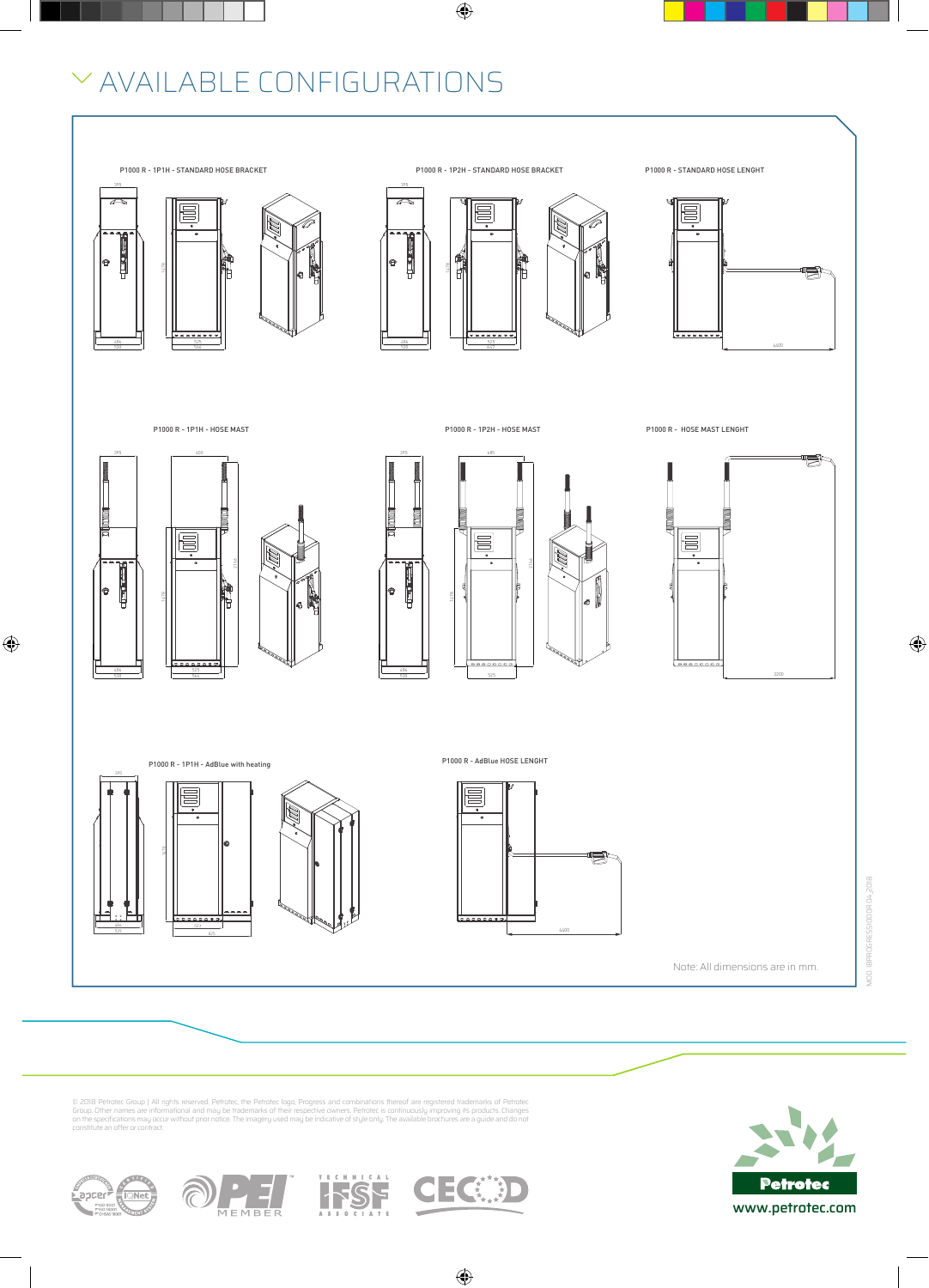# AVAILABLE CONFIGURATIONS

P1000 R - 1P1H - STANDARD HOSE BRACKET

395

1178

486
530

525
564

P1000 R - 1P2H - STANDARD HOSE BRACKET

395

1178

486
530

525
647

P1000 R - STANDARD HOSE LENGHT

4400

P1000 R - 1P1H - HOSE MAST

395

400

2166

1178

486
530

525
564

P1000 R - 1P2H - HOSE MAST

395

685

2166

1178

486
530

525

P1000 R - HOSE MAST LENGHT

3200

P1000 R - 1P1H - AdBlue with heating

395

1178

486
525

523
625

P1000 R - AdBlue HOSE LENGHT

4400

Note: All dimensions are in mm.

MOD. BPROGRESS1000R 04_2018

© 2018 Petrotec Group | All rights reserved. Petrotec, the Petrotec logo, Progress and combinations thereof are registered trademarks of Petrotec Group. Other names are informational and may be trademarks of their respective owners. Petrotec is continuously improving its products. Changes on the specifications may occur without prior notice. The imagery used may be indicative of style only. The available brochures are a guide and do not constitute an offer or contract.

www.petrotec.com